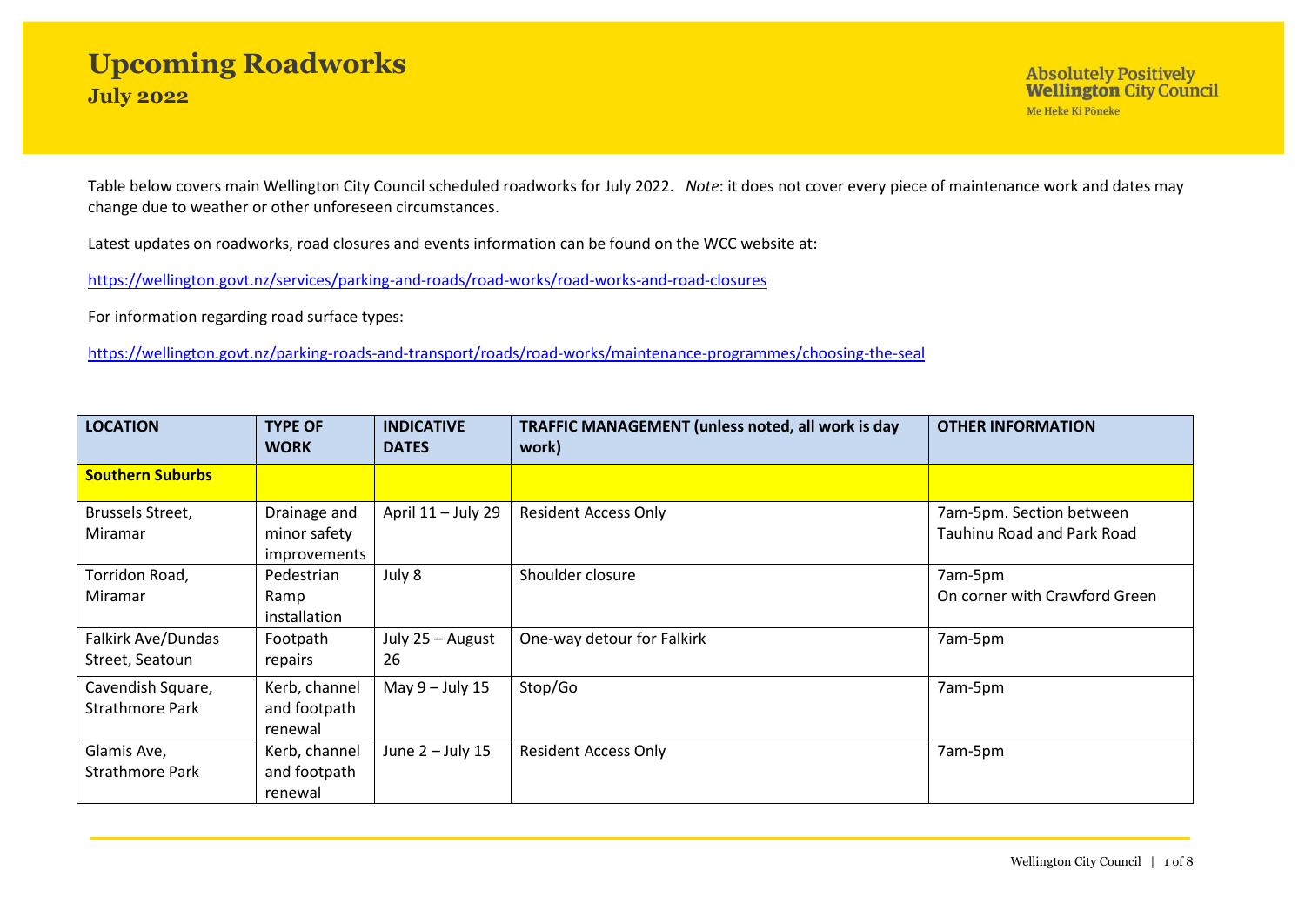# Upcoming Roadworks

## July 2022

Absolutely Positively **Wellington** City Council
Me Heke Ki Pōneke

Table below covers main Wellington City Council scheduled roadworks for July 2022. *Note*: it does not cover every piece of maintenance work and dates may change due to weather or other unforeseen circumstances.

Latest updates on roadworks, road closures and events information can be found on the WCC website at:

https://wellington.govt.nz/services/parking-and-roads/road-works/road-works-and-road-closures

For information regarding road surface types:

https://wellington.govt.nz/parking-roads-and-transport/roads/road-works/maintenance-programmes/choosing-the-seal

| LOCATION | TYPE OF WORK | INDICATIVE DATES | TRAFFIC MANAGEMENT (unless noted, all work is day work) | OTHER INFORMATION |
|---|---|---|---|---|
| **Southern Suburbs** | | | | |
| Brussels Street, Miramar | Drainage and minor safety improvements | April 11 – July 29 | Resident Access Only | 7am-5pm. Section between Tauhinu Road and Park Road |
| Torridon Road, Miramar | Pedestrian Ramp installation | July 8 | Shoulder closure | 7am-5pm On corner with Crawford Green |
| Falkirk Ave/Dundas Street, Seatoun | Footpath repairs | July 25 – August 26 | One-way detour for Falkirk | 7am-5pm |
| Cavendish Square, Strathmore Park | Kerb, channel and footpath renewal | May 9 – July 15 | Stop/Go | 7am-5pm |
| Glamis Ave, Strathmore Park | Kerb, channel and footpath renewal | June 2 – July 15 | Resident Access Only | 7am-5pm |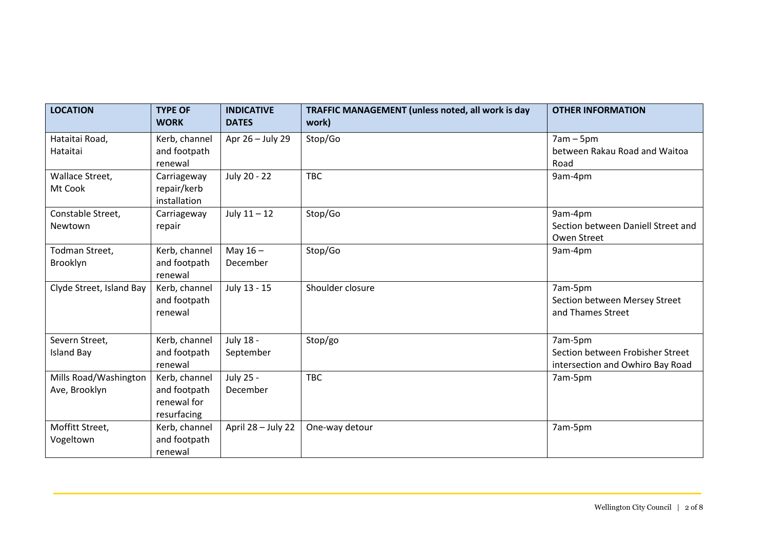| LOCATION | TYPE OF WORK | INDICATIVE DATES | TRAFFIC MANAGEMENT (unless noted, all work is day work) | OTHER INFORMATION |
|---|---|---|---|---|
| Hataitai Road, Hataitai | Kerb, channel and footpath renewal | Apr 26 – July 29 | Stop/Go | 7am – 5pm between Rakau Road and Waitoa Road |
| Wallace Street, Mt Cook | Carriageway repair/kerb installation | July 20 - 22 | TBC | 9am-4pm |
| Constable Street, Newtown | Carriageway repair | July 11 – 12 | Stop/Go | 9am-4pm Section between Daniell Street and Owen Street |
| Todman Street, Brooklyn | Kerb, channel and footpath renewal | May 16 – December | Stop/Go | 9am-4pm |
| Clyde Street, Island Bay | Kerb, channel and footpath renewal | July 13 - 15 | Shoulder closure | 7am-5pm Section between Mersey Street and Thames Street |
| Severn Street, Island Bay | Kerb, channel and footpath renewal | July 18 - September | Stop/go | 7am-5pm Section between Frobisher Street intersection and Owhiro Bay Road |
| Mills Road/Washington Ave, Brooklyn | Kerb, channel and footpath renewal for resurfacing | July 25 - December | TBC | 7am-5pm |
| Moffitt Street, Vogeltown | Kerb, channel and footpath renewal | April 28 – July 22 | One-way detour | 7am-5pm |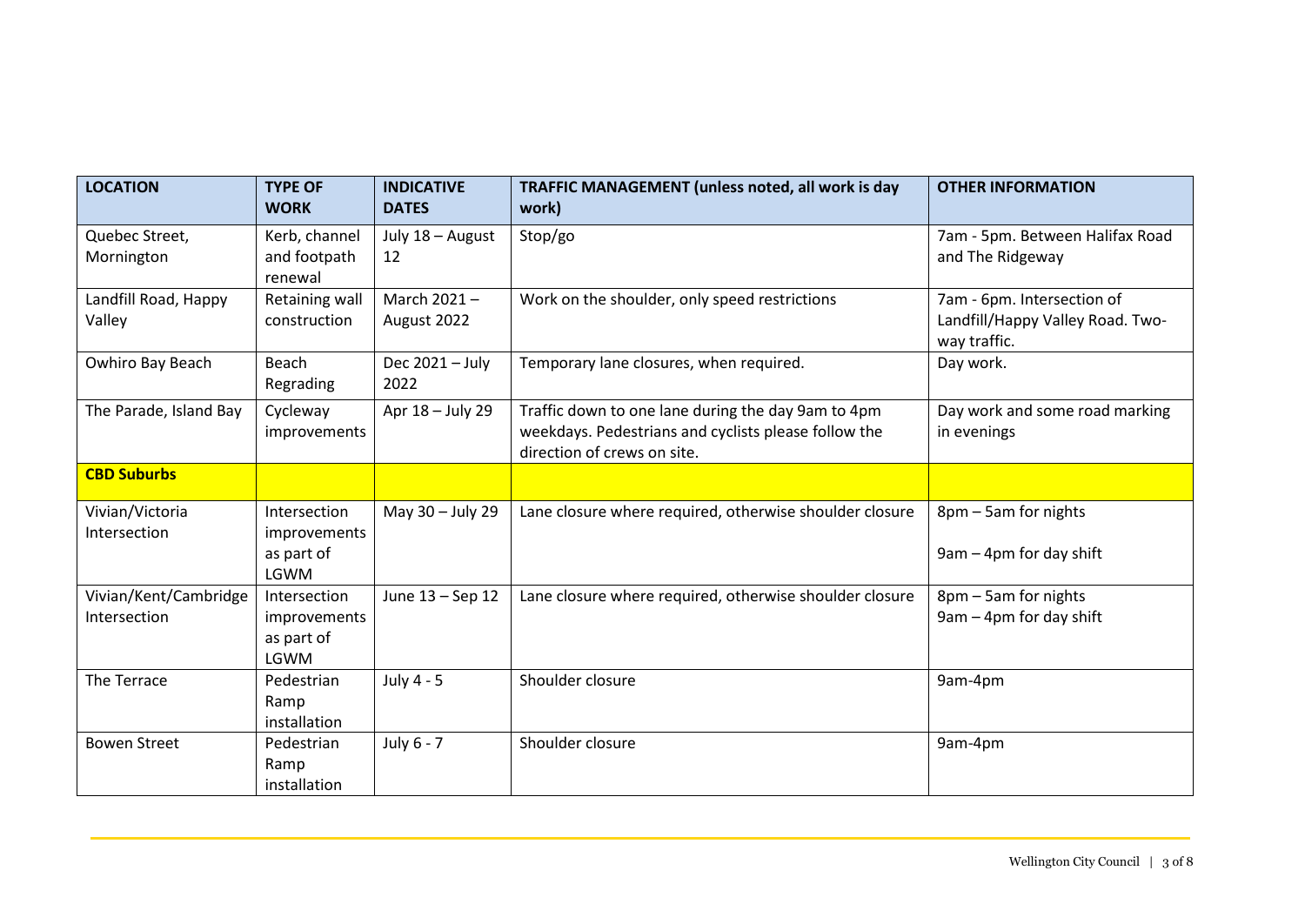| LOCATION | TYPE OF WORK | INDICATIVE DATES | TRAFFIC MANAGEMENT (unless noted, all work is day work) | OTHER INFORMATION |
|---|---|---|---|---|
| Quebec Street, Mornington | Kerb, channel and footpath renewal | July 18 – August 12 | Stop/go | 7am - 5pm. Between Halifax Road and The Ridgeway |
| Landfill Road, Happy Valley | Retaining wall construction | March 2021 – August 2022 | Work on the shoulder, only speed restrictions | 7am - 6pm. Intersection of Landfill/Happy Valley Road. Two-way traffic. |
| Owhiro Bay Beach | Beach Regrading | Dec 2021 – July 2022 | Temporary lane closures, when required. | Day work. |
| The Parade, Island Bay | Cycleway improvements | Apr 18 – July 29 | Traffic down to one lane during the day 9am to 4pm weekdays. Pedestrians and cyclists please follow the direction of crews on site. | Day work and some road marking in evenings |
| **CBD Suburbs** | | | | |
| Vivian/Victoria Intersection | Intersection improvements as part of LGWM | May 30 – July 29 | Lane closure where required, otherwise shoulder closure | 8pm – 5am for nights<br><br>9am – 4pm for day shift |
| Vivian/Kent/Cambridge Intersection | Intersection improvements as part of LGWM | June 13 – Sep 12 | Lane closure where required, otherwise shoulder closure | 8pm – 5am for nights<br>9am – 4pm for day shift |
| The Terrace | Pedestrian Ramp installation | July 4 - 5 | Shoulder closure | 9am-4pm |
| Bowen Street | Pedestrian Ramp installation | July 6 - 7 | Shoulder closure | 9am-4pm |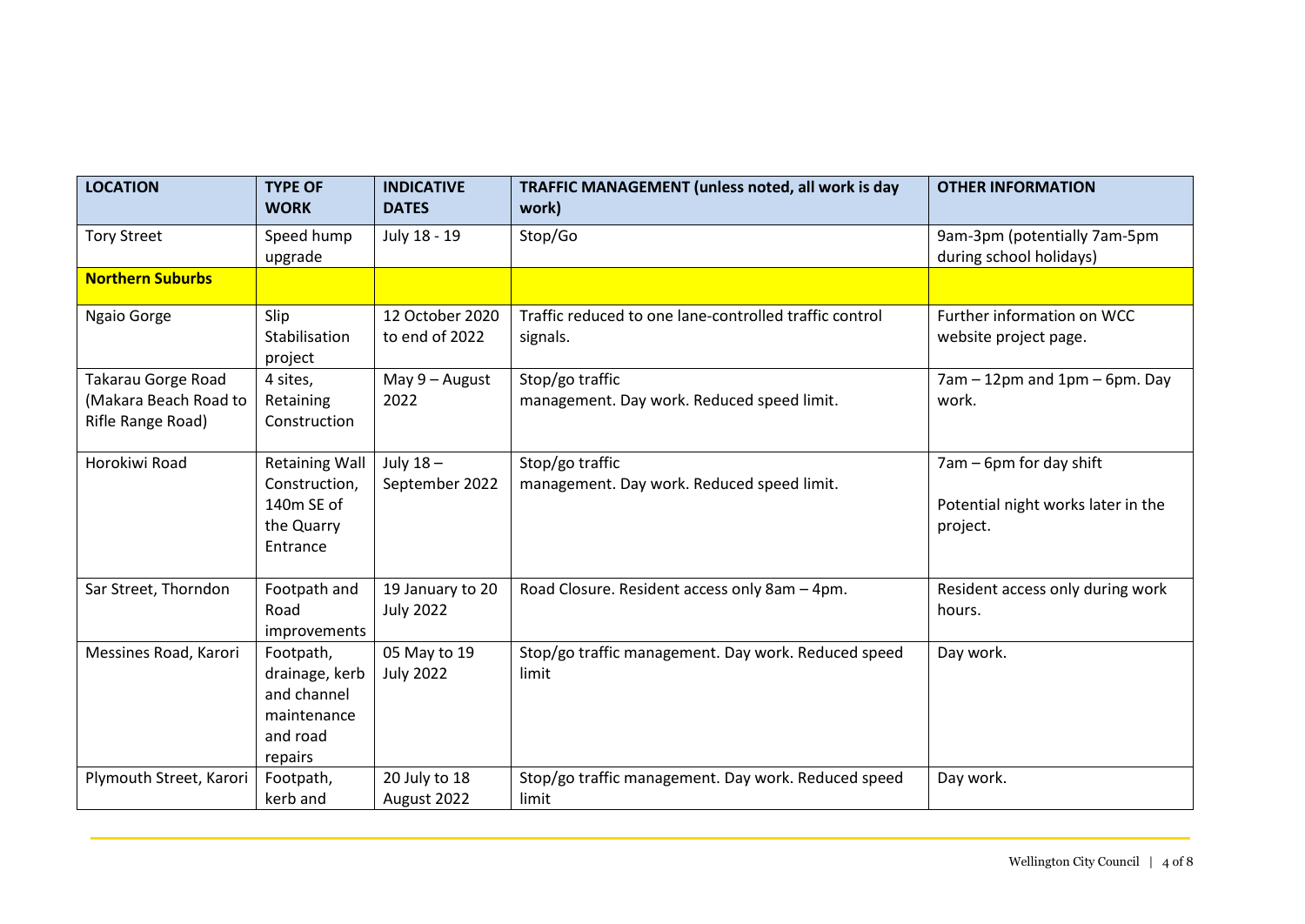| **LOCATION** | **TYPE OF WORK** | **INDICATIVE DATES** | **TRAFFIC MANAGEMENT (unless noted, all work is day work)** | **OTHER INFORMATION** |
|---|---|---|---|---|
| Tory Street | Speed hump upgrade | July 18 - 19 | Stop/Go | 9am-3pm (potentially 7am-5pm during school holidays) |
| **Northern Suburbs** | | | | |
| Ngaio Gorge | Slip Stabilisation project | 12 October 2020 to end of 2022 | Traffic reduced to one lane-controlled traffic control signals. | Further information on WCC website project page. |
| Takarau Gorge Road (Makara Beach Road to Rifle Range Road) | 4 sites, Retaining Construction | May 9 – August 2022 | Stop/go traffic management. Day work. Reduced speed limit. | 7am – 12pm and 1pm – 6pm. Day work. |
| Horokiwi Road | Retaining Wall Construction, 140m SE of the Quarry Entrance | July 18 – September 2022 | Stop/go traffic management. Day work. Reduced speed limit. | 7am – 6pm for day shift<br><br>Potential night works later in the project. |
| Sar Street, Thorndon | Footpath and Road improvements | 19 January to 20 July 2022 | Road Closure. Resident access only 8am – 4pm. | Resident access only during work hours. |
| Messines Road, Karori | Footpath, drainage, kerb and channel maintenance and road repairs | 05 May to 19 July 2022 | Stop/go traffic management. Day work. Reduced speed limit | Day work. |
| Plymouth Street, Karori | Footpath, kerb and | 20 July to 18 August 2022 | Stop/go traffic management. Day work. Reduced speed limit | Day work. |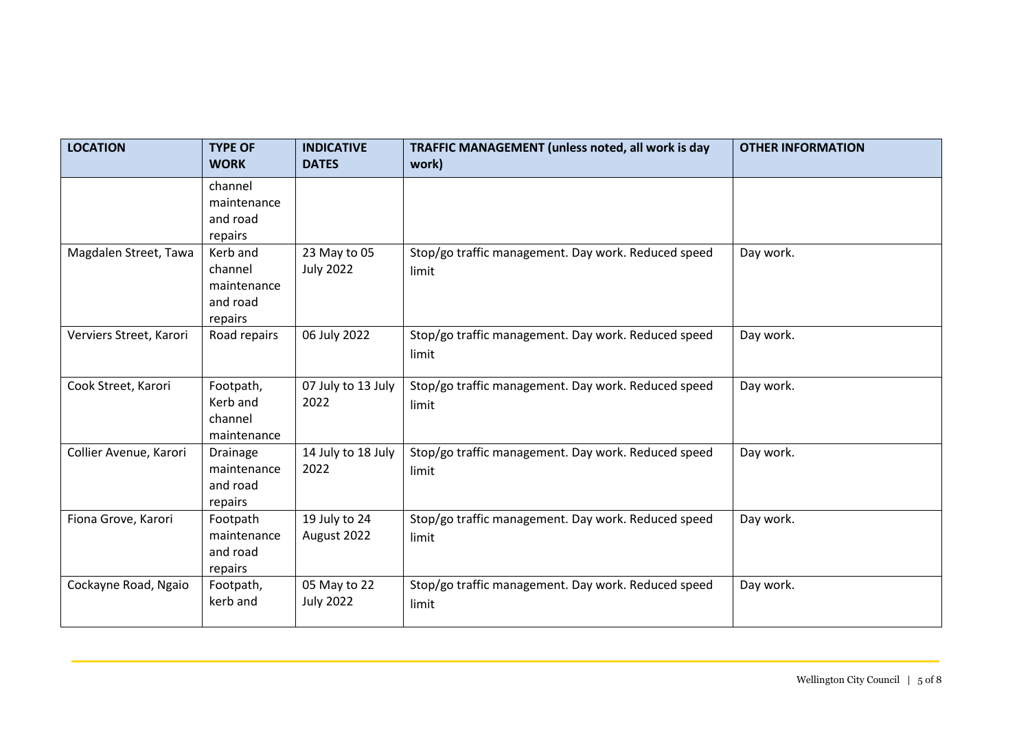| LOCATION | TYPE OF WORK | INDICATIVE DATES | TRAFFIC MANAGEMENT (unless noted, all work is day work) | OTHER INFORMATION |
| --- | --- | --- | --- | --- |
| | channel maintenance and road repairs | | | |
| Magdalen Street, Tawa | Kerb and channel maintenance and road repairs | 23 May to 05 July 2022 | Stop/go traffic management. Day work. Reduced speed limit | Day work. |
| Verviers Street, Karori | Road repairs | 06 July 2022 | Stop/go traffic management. Day work. Reduced speed limit | Day work. |
| Cook Street, Karori | Footpath, Kerb and channel maintenance | 07 July to 13 July 2022 | Stop/go traffic management. Day work. Reduced speed limit | Day work. |
| Collier Avenue, Karori | Drainage maintenance and road repairs | 14 July to 18 July 2022 | Stop/go traffic management. Day work. Reduced speed limit | Day work. |
| Fiona Grove, Karori | Footpath maintenance and road repairs | 19 July to 24 August 2022 | Stop/go traffic management. Day work. Reduced speed limit | Day work. |
| Cockayne Road, Ngaio | Footpath, kerb and | 05 May to 22 July 2022 | Stop/go traffic management. Day work. Reduced speed limit | Day work. |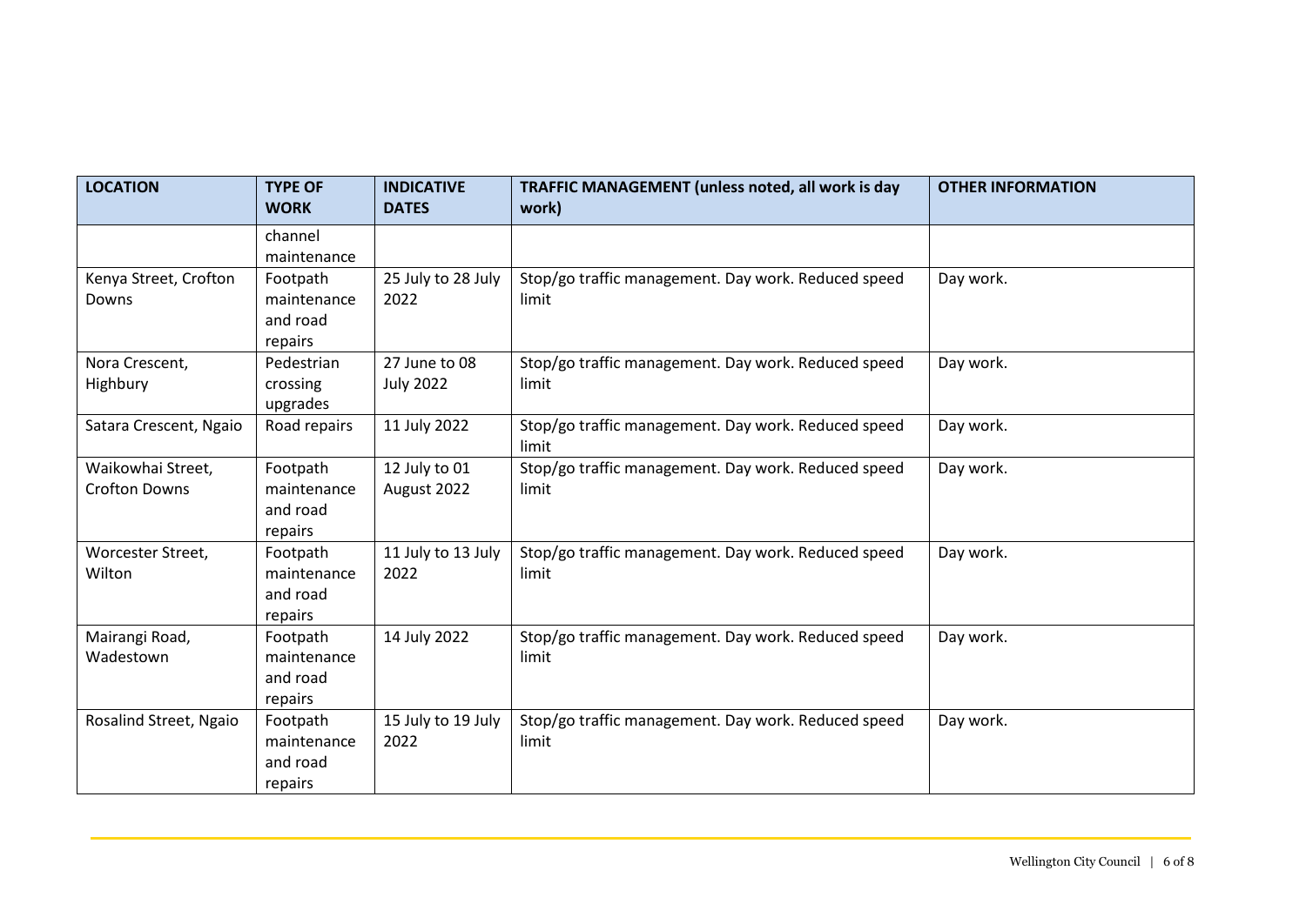| LOCATION | TYPE OF WORK | INDICATIVE DATES | TRAFFIC MANAGEMENT (unless noted, all work is day work) | OTHER INFORMATION |
|---|---|---|---|---|
| | channel maintenance | | | |
| Kenya Street, Crofton Downs | Footpath maintenance and road repairs | 25 July to 28 July 2022 | Stop/go traffic management. Day work. Reduced speed limit | Day work. |
| Nora Crescent, Highbury | Pedestrian crossing upgrades | 27 June to 08 July 2022 | Stop/go traffic management. Day work. Reduced speed limit | Day work. |
| Satara Crescent, Ngaio | Road repairs | 11 July 2022 | Stop/go traffic management. Day work. Reduced speed limit | Day work. |
| Waikowhai Street, Crofton Downs | Footpath maintenance and road repairs | 12 July to 01 August 2022 | Stop/go traffic management. Day work. Reduced speed limit | Day work. |
| Worcester Street, Wilton | Footpath maintenance and road repairs | 11 July to 13 July 2022 | Stop/go traffic management. Day work. Reduced speed limit | Day work. |
| Mairangi Road, Wadestown | Footpath maintenance and road repairs | 14 July 2022 | Stop/go traffic management. Day work. Reduced speed limit | Day work. |
| Rosalind Street, Ngaio | Footpath maintenance and road repairs | 15 July to 19 July 2022 | Stop/go traffic management. Day work. Reduced speed limit | Day work. |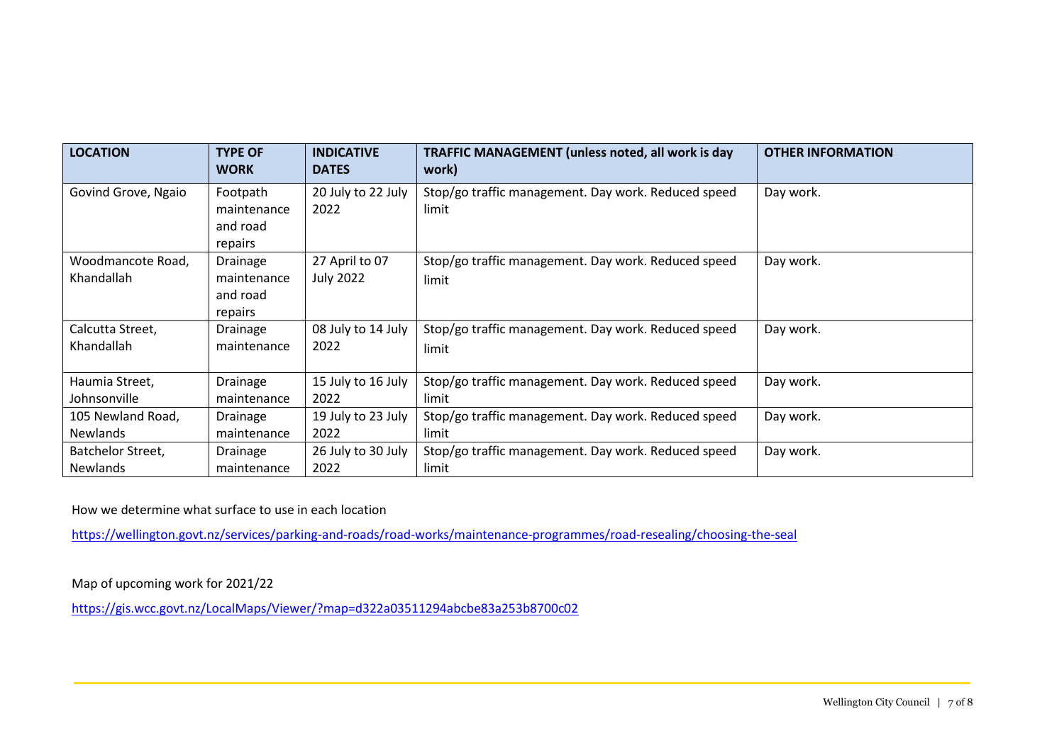| LOCATION | TYPE OF WORK | INDICATIVE DATES | TRAFFIC MANAGEMENT (unless noted, all work is day work) | OTHER INFORMATION |
|---|---|---|---|---|
| Govind Grove, Ngaio | Footpath maintenance and road repairs | 20 July to 22 July 2022 | Stop/go traffic management. Day work. Reduced speed limit | Day work. |
| Woodmancote Road, Khandallah | Drainage maintenance and road repairs | 27 April to 07 July 2022 | Stop/go traffic management. Day work. Reduced speed limit | Day work. |
| Calcutta Street, Khandallah | Drainage maintenance | 08 July to 14 July 2022 | Stop/go traffic management. Day work. Reduced speed limit | Day work. |
| Haumia Street, Johnsonville | Drainage maintenance | 15 July to 16 July 2022 | Stop/go traffic management. Day work. Reduced speed limit | Day work. |
| 105 Newland Road, Newlands | Drainage maintenance | 19 July to 23 July 2022 | Stop/go traffic management. Day work. Reduced speed limit | Day work. |
| Batchelor Street, Newlands | Drainage maintenance | 26 July to 30 July 2022 | Stop/go traffic management. Day work. Reduced speed limit | Day work. |

How we determine what surface to use in each location

https://wellington.govt.nz/services/parking-and-roads/road-works/maintenance-programmes/road-resealing/choosing-the-seal

Map of upcoming work for 2021/22

https://gis.wcc.govt.nz/LocalMaps/Viewer/?map=d322a03511294abcbe83a253b8700c02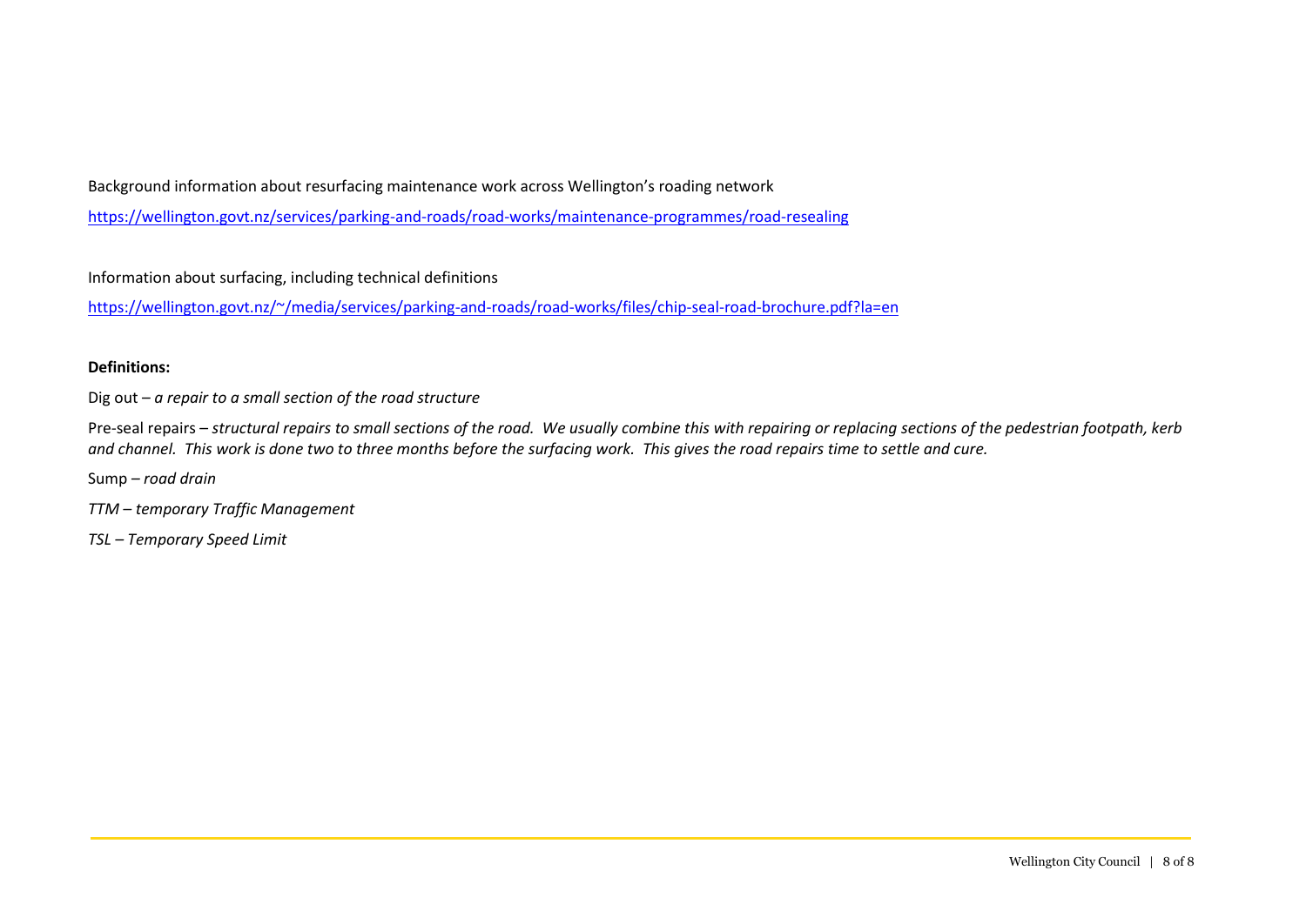Background information about resurfacing maintenance work across Wellington's roading network

https://wellington.govt.nz/services/parking-and-roads/road-works/maintenance-programmes/road-resealing

Information about surfacing, including technical definitions

https://wellington.govt.nz/~/media/services/parking-and-roads/road-works/files/chip-seal-road-brochure.pdf?la=en

**Definitions:**

Dig out – *a repair to a small section of the road structure*

Pre-seal repairs – *structural repairs to small sections of the road. We usually combine this with repairing or replacing sections of the pedestrian footpath, kerb and channel. This work is done two to three months before the surfacing work. This gives the road repairs time to settle and cure.*

Sump – *road drain*

*TTM – temporary Traffic Management*

*TSL – Temporary Speed Limit*